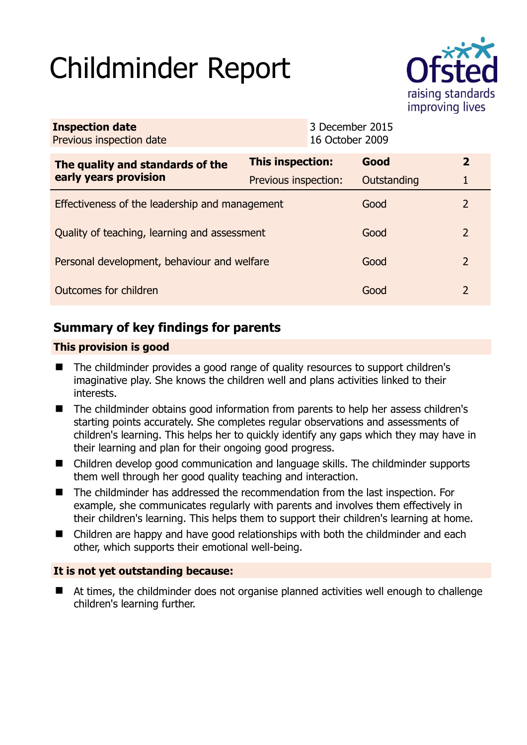# Childminder Report

Ofsted
raising standards
improving lives

| **Inspection date** | 3 December 2015 |
| --- | --- |
| Previous inspection date | 16 October 2009 |

| **The quality and standards of the early years provision** | **This inspection:** | **Good** | **2** |
| --- | --- | --- | --- |
| | Previous inspection: | Outstanding | 1 |
| Effectiveness of the leadership and management | | Good | 2 |
| Quality of teaching, learning and assessment | | Good | 2 |
| Personal development, behaviour and welfare | | Good | 2 |
| Outcomes for children | | Good | 2 |

## Summary of key findings for parents

**This provision is good**

- The childminder provides a good range of quality resources to support children's imaginative play. She knows the children well and plans activities linked to their interests.
- The childminder obtains good information from parents to help her assess children's starting points accurately. She completes regular observations and assessments of children's learning. This helps her to quickly identify any gaps which they may have in their learning and plan for their ongoing good progress.
- Children develop good communication and language skills. The childminder supports them well through her good quality teaching and interaction.
- The childminder has addressed the recommendation from the last inspection. For example, she communicates regularly with parents and involves them effectively in their children's learning. This helps them to support their children's learning at home.
- Children are happy and have good relationships with both the childminder and each other, which supports their emotional well-being.

**It is not yet outstanding because:**

- At times, the childminder does not organise planned activities well enough to challenge children's learning further.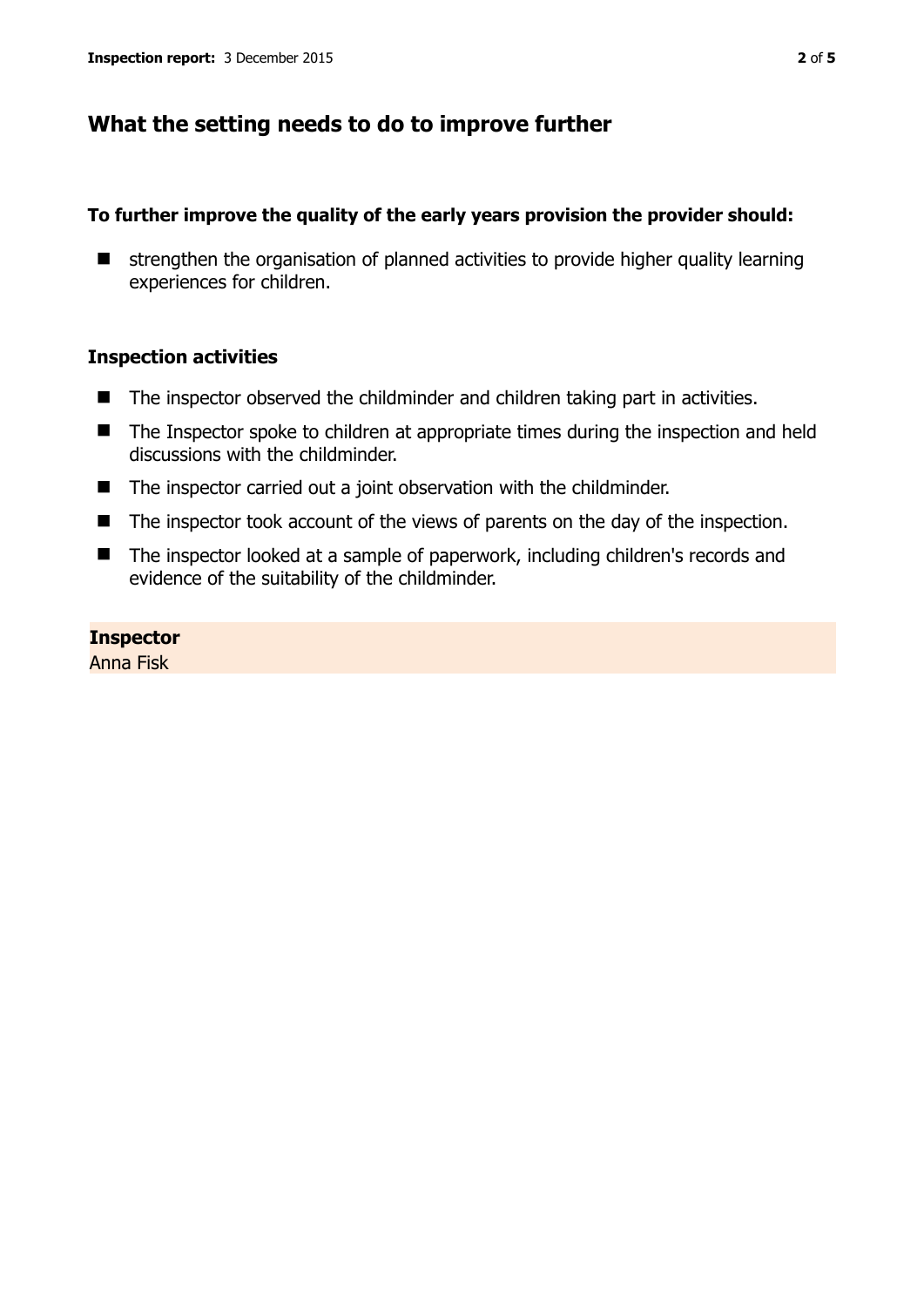## What the setting needs to do to improve further

**To further improve the quality of the early years provision the provider should:**

- strengthen the organisation of planned activities to provide higher quality learning experiences for children.

### Inspection activities

- The inspector observed the childminder and children taking part in activities.
- The Inspector spoke to children at appropriate times during the inspection and held discussions with the childminder.
- The inspector carried out a joint observation with the childminder.
- The inspector took account of the views of parents on the day of the inspection.
- The inspector looked at a sample of paperwork, including children's records and evidence of the suitability of the childminder.

**Inspector**
Anna Fisk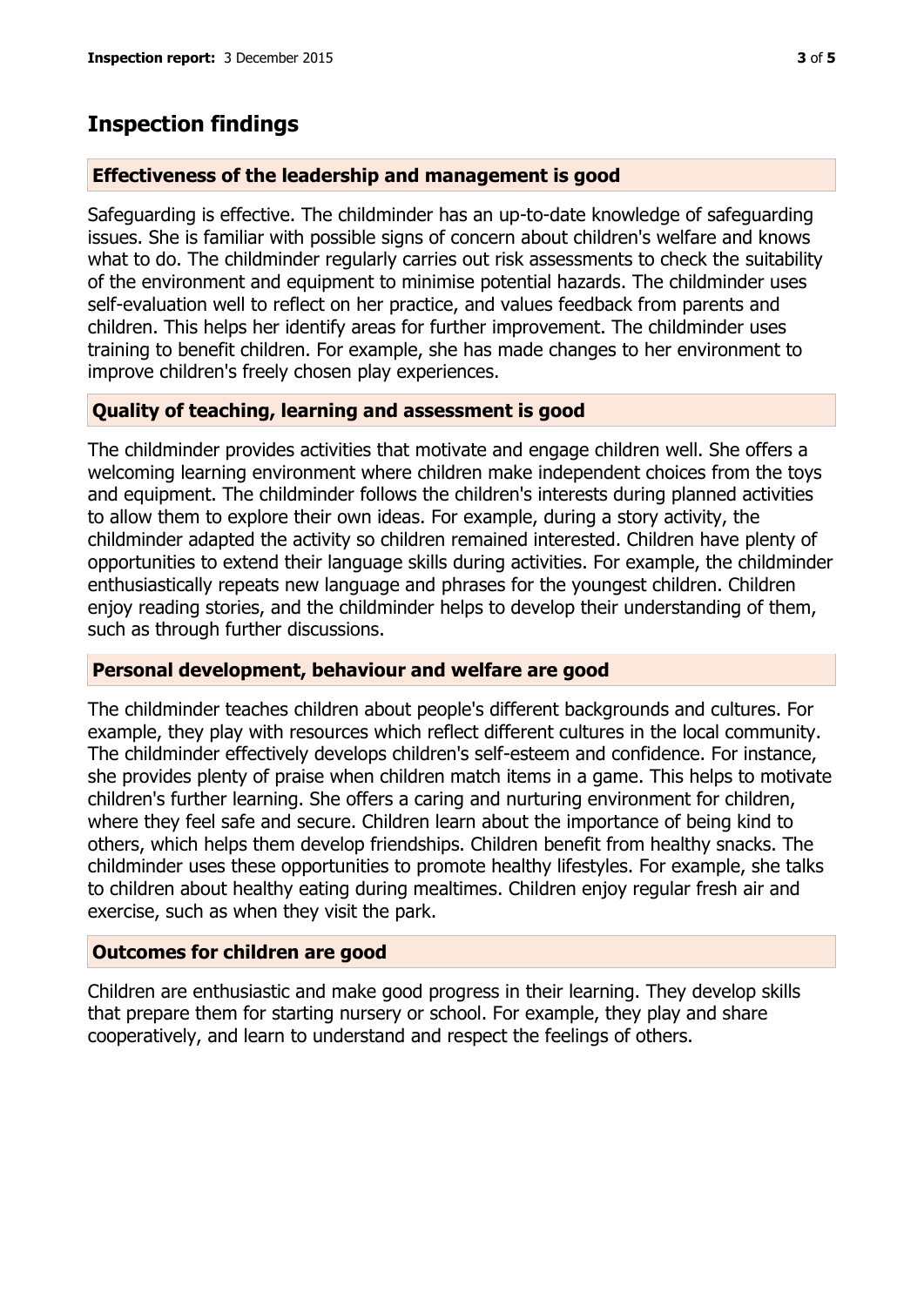# Inspection findings

## Effectiveness of the leadership and management is good

Safeguarding is effective. The childminder has an up-to-date knowledge of safeguarding issues. She is familiar with possible signs of concern about children's welfare and knows what to do. The childminder regularly carries out risk assessments to check the suitability of the environment and equipment to minimise potential hazards. The childminder uses self-evaluation well to reflect on her practice, and values feedback from parents and children. This helps her identify areas for further improvement. The childminder uses training to benefit children. For example, she has made changes to her environment to improve children's freely chosen play experiences.

## Quality of teaching, learning and assessment is good

The childminder provides activities that motivate and engage children well. She offers a welcoming learning environment where children make independent choices from the toys and equipment. The childminder follows the children's interests during planned activities to allow them to explore their own ideas. For example, during a story activity, the childminder adapted the activity so children remained interested. Children have plenty of opportunities to extend their language skills during activities. For example, the childminder enthusiastically repeats new language and phrases for the youngest children. Children enjoy reading stories, and the childminder helps to develop their understanding of them, such as through further discussions.

## Personal development, behaviour and welfare are good

The childminder teaches children about people's different backgrounds and cultures. For example, they play with resources which reflect different cultures in the local community. The childminder effectively develops children's self-esteem and confidence. For instance, she provides plenty of praise when children match items in a game. This helps to motivate children's further learning. She offers a caring and nurturing environment for children, where they feel safe and secure. Children learn about the importance of being kind to others, which helps them develop friendships. Children benefit from healthy snacks. The childminder uses these opportunities to promote healthy lifestyles. For example, she talks to children about healthy eating during mealtimes. Children enjoy regular fresh air and exercise, such as when they visit the park.

## Outcomes for children are good

Children are enthusiastic and make good progress in their learning. They develop skills that prepare them for starting nursery or school. For example, they play and share cooperatively, and learn to understand and respect the feelings of others.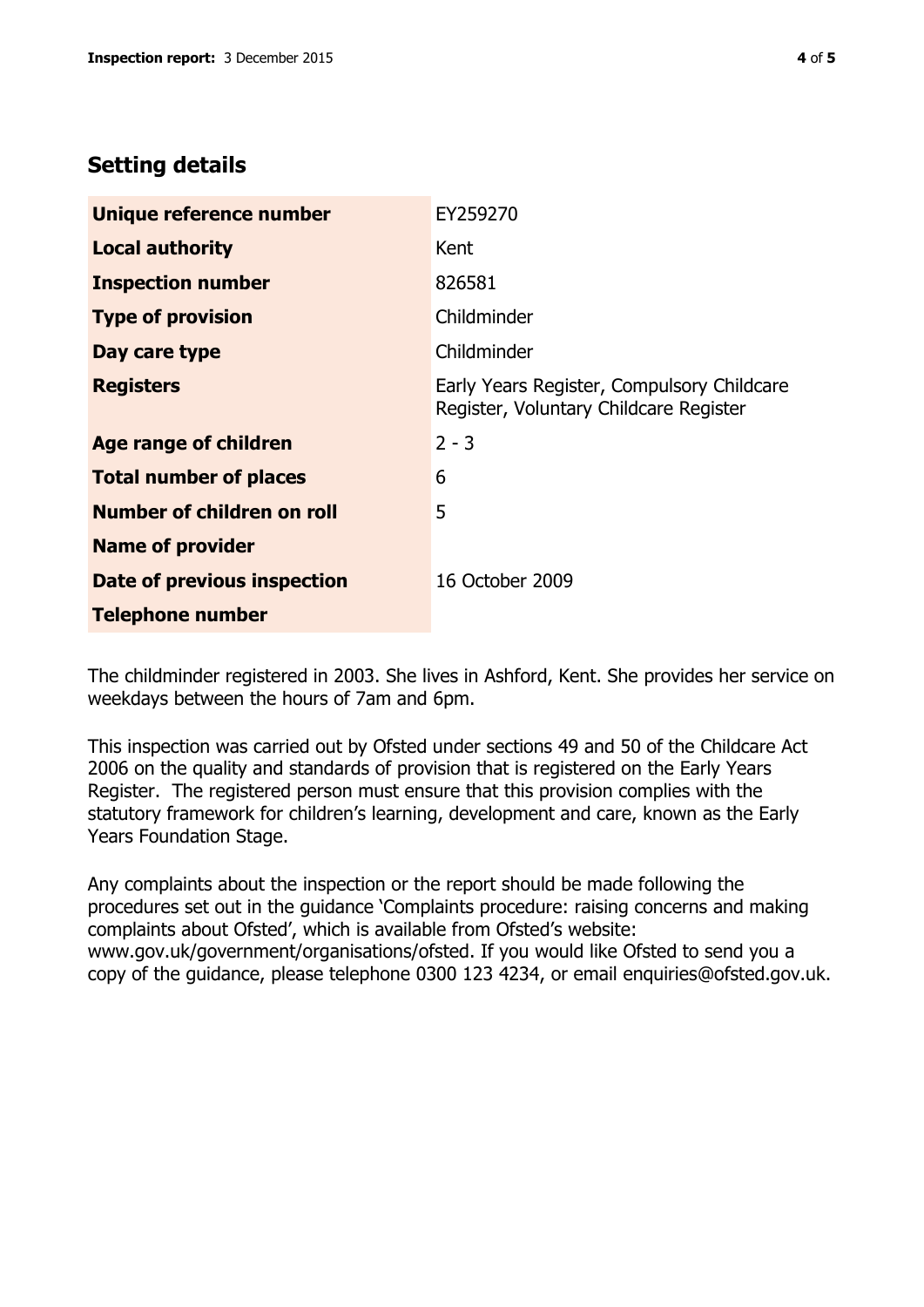## Setting details

| | |
|---|---|
| **Unique reference number** | EY259270 |
| **Local authority** | Kent |
| **Inspection number** | 826581 |
| **Type of provision** | Childminder |
| **Day care type** | Childminder |
| **Registers** | Early Years Register, Compulsory Childcare Register, Voluntary Childcare Register |
| **Age range of children** | 2 - 3 |
| **Total number of places** | 6 |
| **Number of children on roll** | 5 |
| **Name of provider** | |
| **Date of previous inspection** | 16 October 2009 |
| **Telephone number** | |

The childminder registered in 2003. She lives in Ashford, Kent. She provides her service on weekdays between the hours of 7am and 6pm.

This inspection was carried out by Ofsted under sections 49 and 50 of the Childcare Act 2006 on the quality and standards of provision that is registered on the Early Years Register. The registered person must ensure that this provision complies with the statutory framework for children's learning, development and care, known as the Early Years Foundation Stage.

Any complaints about the inspection or the report should be made following the procedures set out in the guidance 'Complaints procedure: raising concerns and making complaints about Ofsted', which is available from Ofsted's website: www.gov.uk/government/organisations/ofsted. If you would like Ofsted to send you a copy of the guidance, please telephone 0300 123 4234, or email enquiries@ofsted.gov.uk.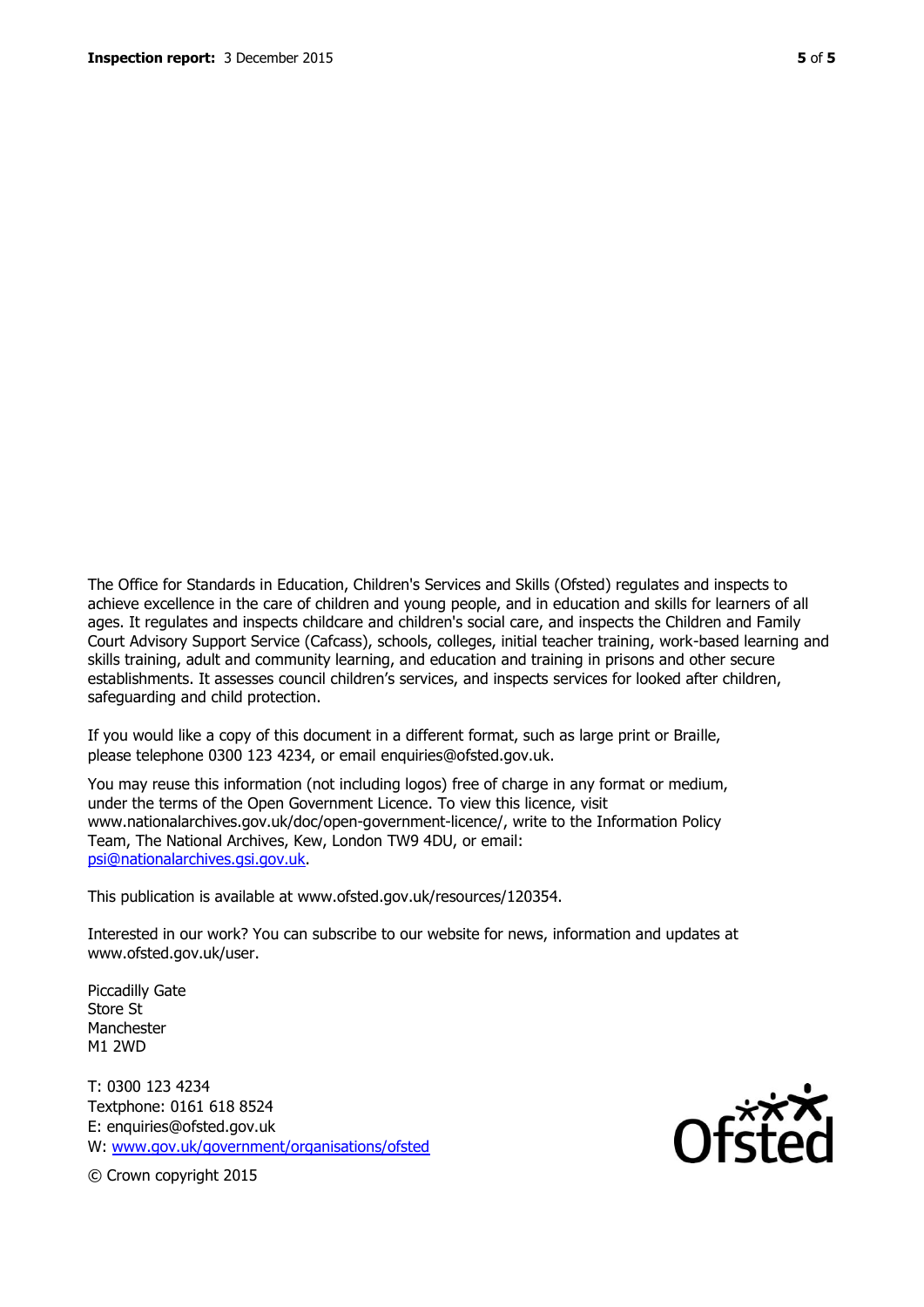The Office for Standards in Education, Children's Services and Skills (Ofsted) regulates and inspects to achieve excellence in the care of children and young people, and in education and skills for learners of all ages. It regulates and inspects childcare and children's social care, and inspects the Children and Family Court Advisory Support Service (Cafcass), schools, colleges, initial teacher training, work-based learning and skills training, adult and community learning, and education and training in prisons and other secure establishments. It assesses council children's services, and inspects services for looked after children, safeguarding and child protection.

If you would like a copy of this document in a different format, such as large print or Braille, please telephone 0300 123 4234, or email enquiries@ofsted.gov.uk.

You may reuse this information (not including logos) free of charge in any format or medium, under the terms of the Open Government Licence. To view this licence, visit www.nationalarchives.gov.uk/doc/open-government-licence/, write to the Information Policy Team, The National Archives, Kew, London TW9 4DU, or email: psi@nationalarchives.gsi.gov.uk.

This publication is available at www.ofsted.gov.uk/resources/120354.

Interested in our work? You can subscribe to our website for news, information and updates at www.ofsted.gov.uk/user.

Piccadilly Gate
Store St
Manchester
M1 2WD

T: 0300 123 4234
Textphone: 0161 618 8524
E: enquiries@ofsted.gov.uk
W: www.gov.uk/government/organisations/ofsted

© Crown copyright 2015